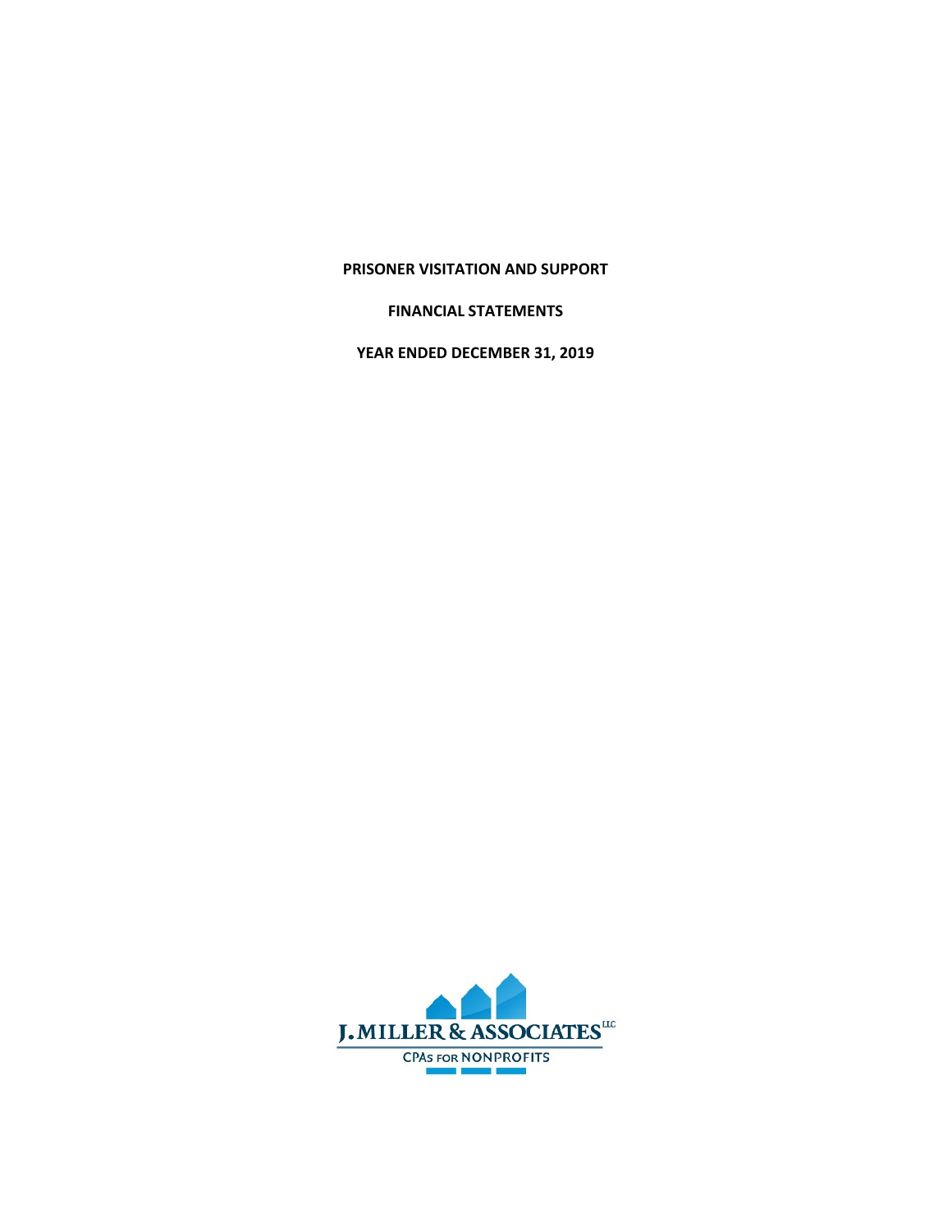# PRISONER VISITATION AND SUPPORT

## FINANCIAL STATEMENTS

## YEAR ENDED DECEMBER 31, 2019

J. MILLER & ASSOCIATES LLC

CPAs FOR NONPROFITS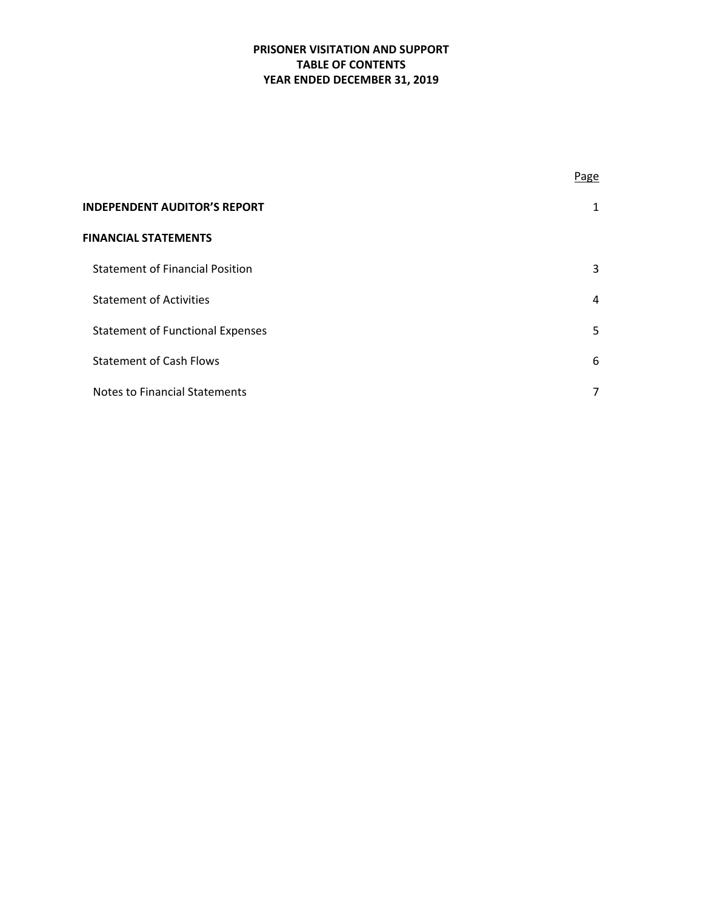**PRISONER VISITATION AND SUPPORT**
**TABLE OF CONTENTS**
**YEAR ENDED DECEMBER 31, 2019**

| | Page |
|---|---|
| **INDEPENDENT AUDITOR'S REPORT** | 1 |
| **FINANCIAL STATEMENTS** | |
| Statement of Financial Position | 3 |
| Statement of Activities | 4 |
| Statement of Functional Expenses | 5 |
| Statement of Cash Flows | 6 |
| Notes to Financial Statements | 7 |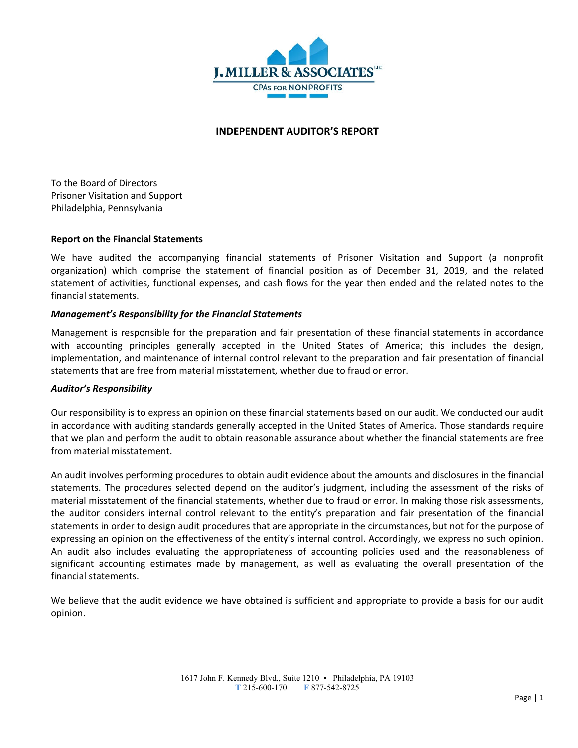# INDEPENDENT AUDITOR'S REPORT

To the Board of Directors
Prisoner Visitation and Support
Philadelphia, Pennsylvania

**Report on the Financial Statements**

We have audited the accompanying financial statements of Prisoner Visitation and Support (a nonprofit organization) which comprise the statement of financial position as of December 31, 2019, and the related statement of activities, functional expenses, and cash flows for the year then ended and the related notes to the financial statements.

***Management's Responsibility for the Financial Statements***

Management is responsible for the preparation and fair presentation of these financial statements in accordance with accounting principles generally accepted in the United States of America; this includes the design, implementation, and maintenance of internal control relevant to the preparation and fair presentation of financial statements that are free from material misstatement, whether due to fraud or error.

***Auditor's Responsibility***

Our responsibility is to express an opinion on these financial statements based on our audit. We conducted our audit in accordance with auditing standards generally accepted in the United States of America. Those standards require that we plan and perform the audit to obtain reasonable assurance about whether the financial statements are free from material misstatement.

An audit involves performing procedures to obtain audit evidence about the amounts and disclosures in the financial statements. The procedures selected depend on the auditor's judgment, including the assessment of the risks of material misstatement of the financial statements, whether due to fraud or error. In making those risk assessments, the auditor considers internal control relevant to the entity's preparation and fair presentation of the financial statements in order to design audit procedures that are appropriate in the circumstances, but not for the purpose of expressing an opinion on the effectiveness of the entity's internal control. Accordingly, we express no such opinion. An audit also includes evaluating the appropriateness of accounting policies used and the reasonableness of significant accounting estimates made by management, as well as evaluating the overall presentation of the financial statements.

We believe that the audit evidence we have obtained is sufficient and appropriate to provide a basis for our audit opinion.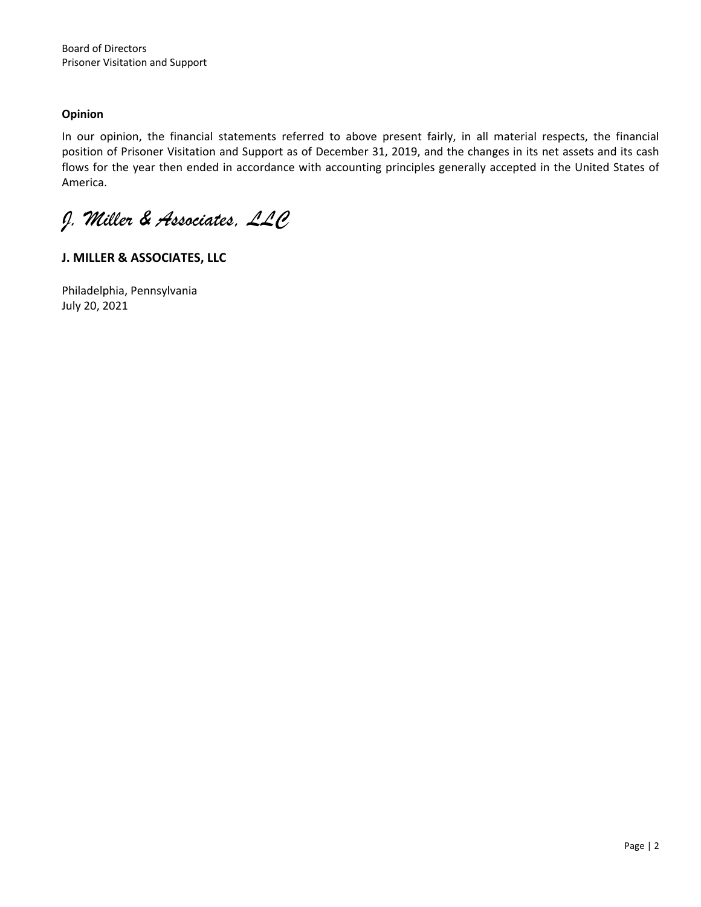Board of Directors
Prisoner Visitation and Support

**Opinion**

In our opinion, the financial statements referred to above present fairly, in all material respects, the financial position of Prisoner Visitation and Support as of December 31, 2019, and the changes in its net assets and its cash flows for the year then ended in accordance with accounting principles generally accepted in the United States of America.

*J. Miller & Associates, LLC*

**J. MILLER & ASSOCIATES, LLC**

Philadelphia, Pennsylvania
July 20, 2021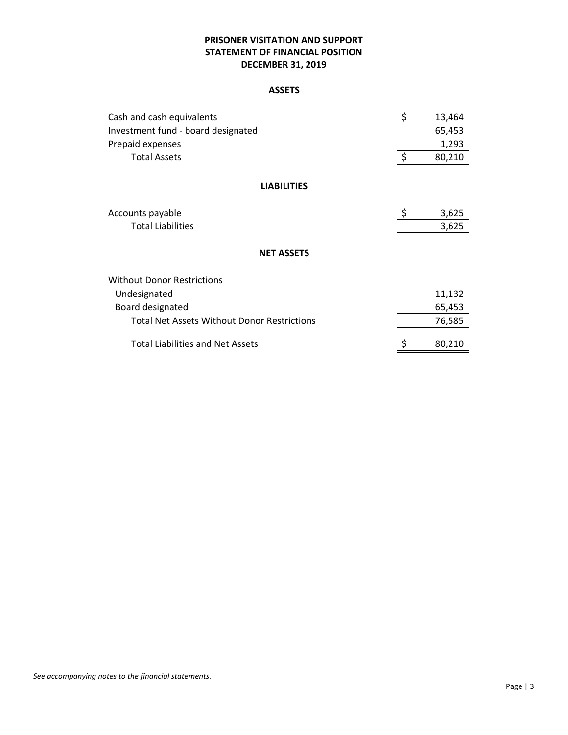**PRISONER VISITATION AND SUPPORT**
**STATEMENT OF FINANCIAL POSITION**
**DECEMBER 31, 2019**

**ASSETS**

| | |
|---|---|
| Cash and cash equivalents | $ 13,464 |
| Investment fund - board designated | 65,453 |
| Prepaid expenses | 1,293 |
| Total Assets | $ 80,210 |

**LIABILITIES**

| | |
|---|---|
| Accounts payable | $ 3,625 |
| Total Liabilities | 3,625 |

**NET ASSETS**

| | |
|---|---|
| Without Donor Restrictions | |
| Undesignated | 11,132 |
| Board designated | 65,453 |
| Total Net Assets Without Donor Restrictions | 76,585 |
| Total Liabilities and Net Assets | $ 80,210 |

*See accompanying notes to the financial statements.*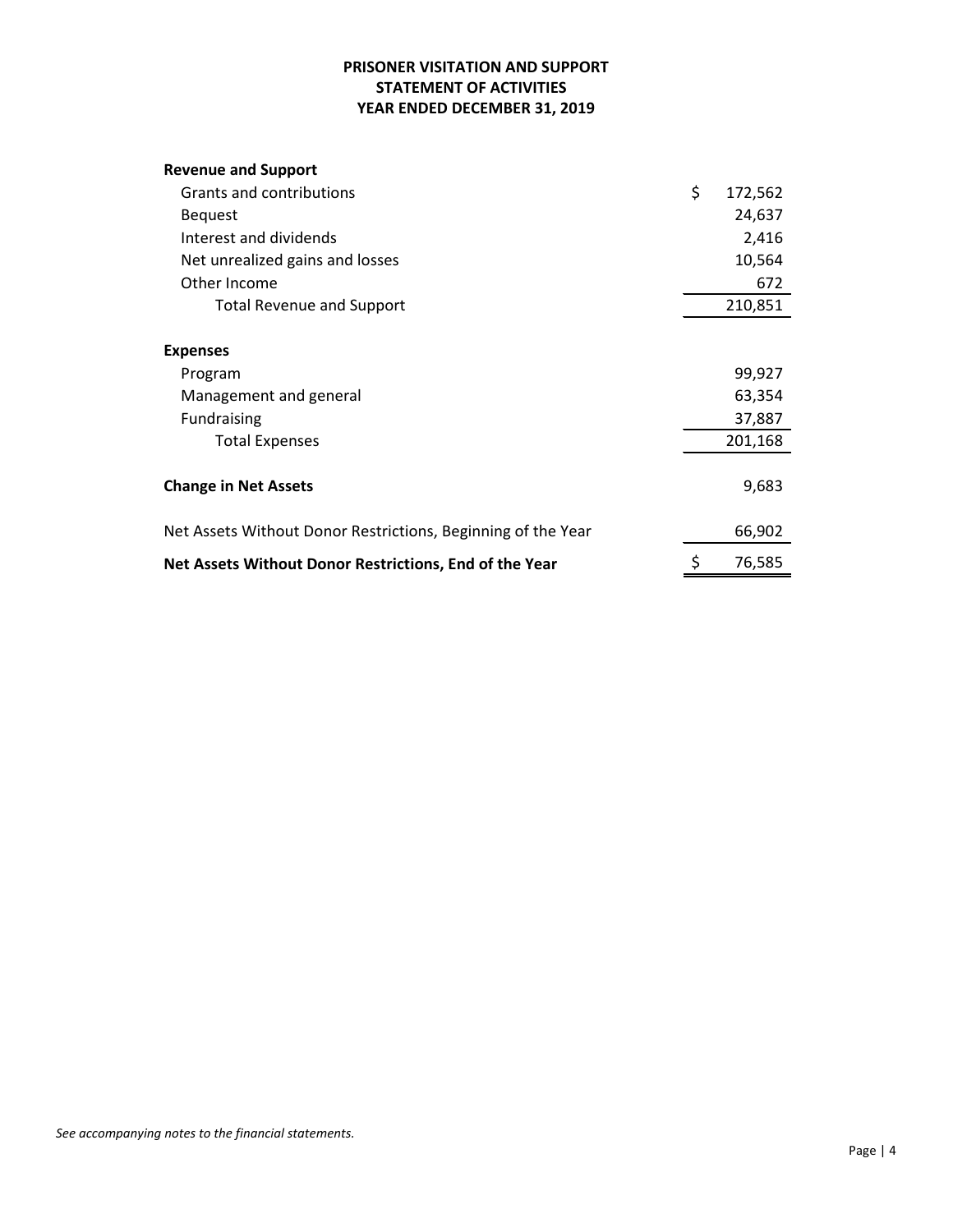# PRISONER VISITATION AND SUPPORT
## STATEMENT OF ACTIVITIES
## YEAR ENDED DECEMBER 31, 2019

| | |
|---|---|
| **Revenue and Support** | |
| Grants and contributions | $ 172,562 |
| Bequest | 24,637 |
| Interest and dividends | 2,416 |
| Net unrealized gains and losses | 10,564 |
| Other Income | 672 |
| Total Revenue and Support | 210,851 |
| **Expenses** | |
| Program | 99,927 |
| Management and general | 63,354 |
| Fundraising | 37,887 |
| Total Expenses | 201,168 |
| **Change in Net Assets** | 9,683 |
| Net Assets Without Donor Restrictions, Beginning of the Year | 66,902 |
| **Net Assets Without Donor Restrictions, End of the Year** | $ 76,585 |

*See accompanying notes to the financial statements.*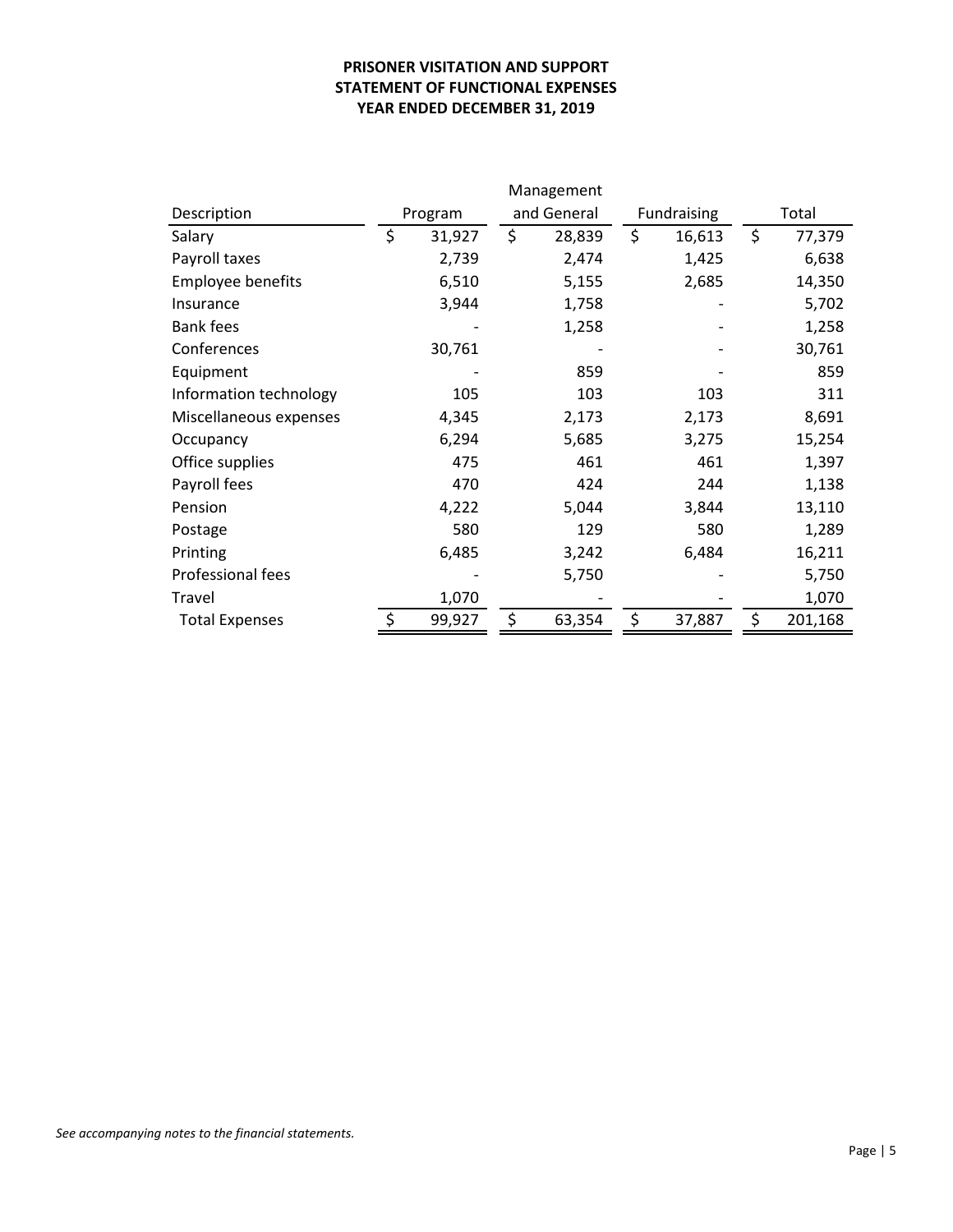**PRISONER VISITATION AND SUPPORT**
**STATEMENT OF FUNCTIONAL EXPENSES**
**YEAR ENDED DECEMBER 31, 2019**

| Description | Program | Management and General | Fundraising | Total |
|---|---|---|---|---|
| Salary | $ 31,927 | $ 28,839 | $ 16,613 | $ 77,379 |
| Payroll taxes | 2,739 | 2,474 | 1,425 | 6,638 |
| Employee benefits | 6,510 | 5,155 | 2,685 | 14,350 |
| Insurance | 3,944 | 1,758 | - | 5,702 |
| Bank fees | - | 1,258 | - | 1,258 |
| Conferences | 30,761 | - | - | 30,761 |
| Equipment | - | 859 | - | 859 |
| Information technology | 105 | 103 | 103 | 311 |
| Miscellaneous expenses | 4,345 | 2,173 | 2,173 | 8,691 |
| Occupancy | 6,294 | 5,685 | 3,275 | 15,254 |
| Office supplies | 475 | 461 | 461 | 1,397 |
| Payroll fees | 470 | 424 | 244 | 1,138 |
| Pension | 4,222 | 5,044 | 3,844 | 13,110 |
| Postage | 580 | 129 | 580 | 1,289 |
| Printing | 6,485 | 3,242 | 6,484 | 16,211 |
| Professional fees | - | 5,750 | - | 5,750 |
| Travel | 1,070 | - | - | 1,070 |
| Total Expenses | $ 99,927 | $ 63,354 | $ 37,887 | $ 201,168 |

*See accompanying notes to the financial statements.*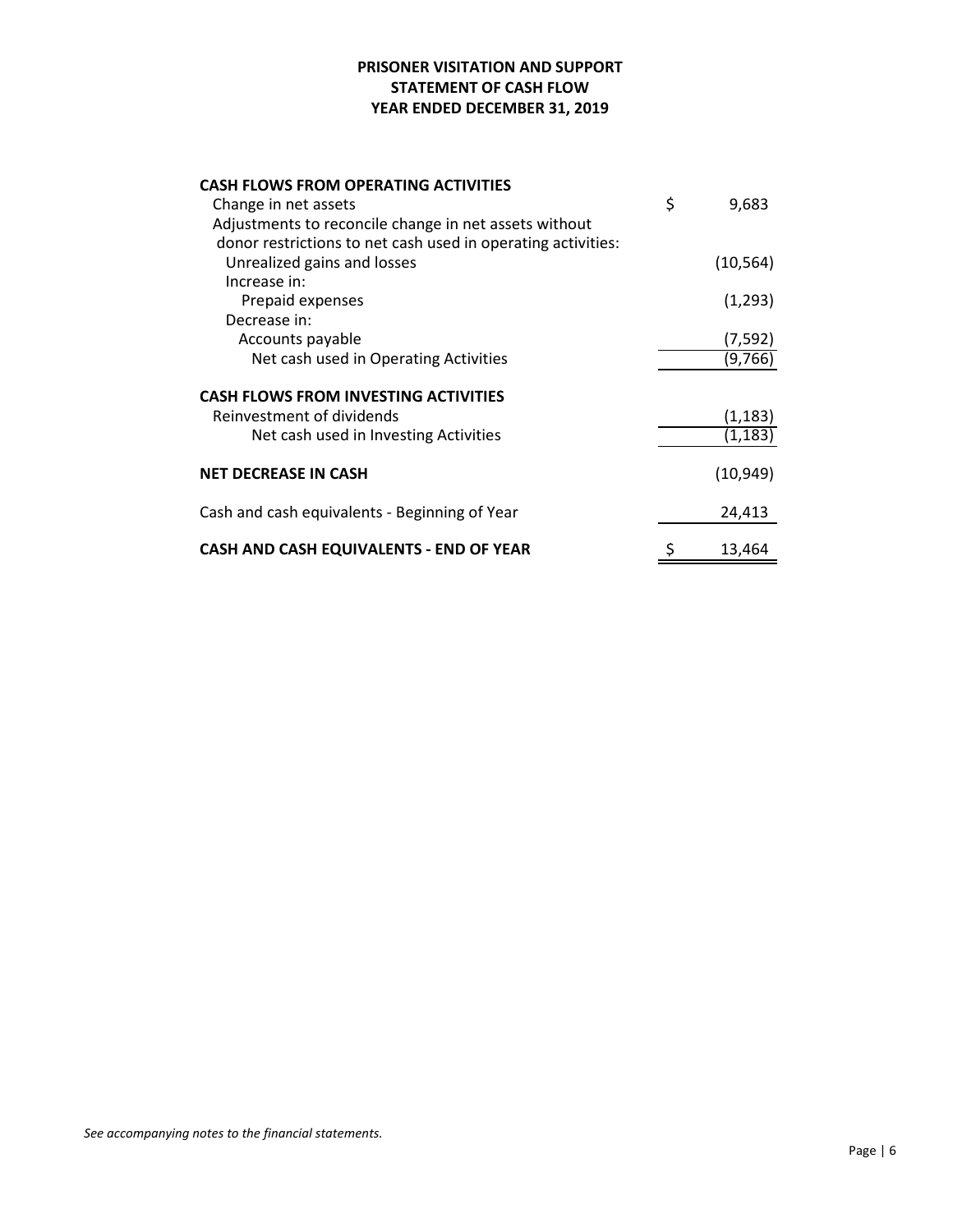# PRISONER VISITATION AND SUPPORT
## STATEMENT OF CASH FLOW
## YEAR ENDED DECEMBER 31, 2019

| | |
|---|---|
| **CASH FLOWS FROM OPERATING ACTIVITIES** | |
| Change in net assets | $ 9,683 |
| Adjustments to reconcile change in net assets without donor restrictions to net cash used in operating activities: | |
| Unrealized gains and losses | (10,564) |
| Increase in: | |
| Prepaid expenses | (1,293) |
| Decrease in: | |
| Accounts payable | (7,592) |
| Net cash used in Operating Activities | (9,766) |
| **CASH FLOWS FROM INVESTING ACTIVITIES** | |
| Reinvestment of dividends | (1,183) |
| Net cash used in Investing Activities | (1,183) |
| **NET DECREASE IN CASH** | (10,949) |
| Cash and cash equivalents - Beginning of Year | 24,413 |
| **CASH AND CASH EQUIVALENTS - END OF YEAR** | $ 13,464 |

*See accompanying notes to the financial statements.*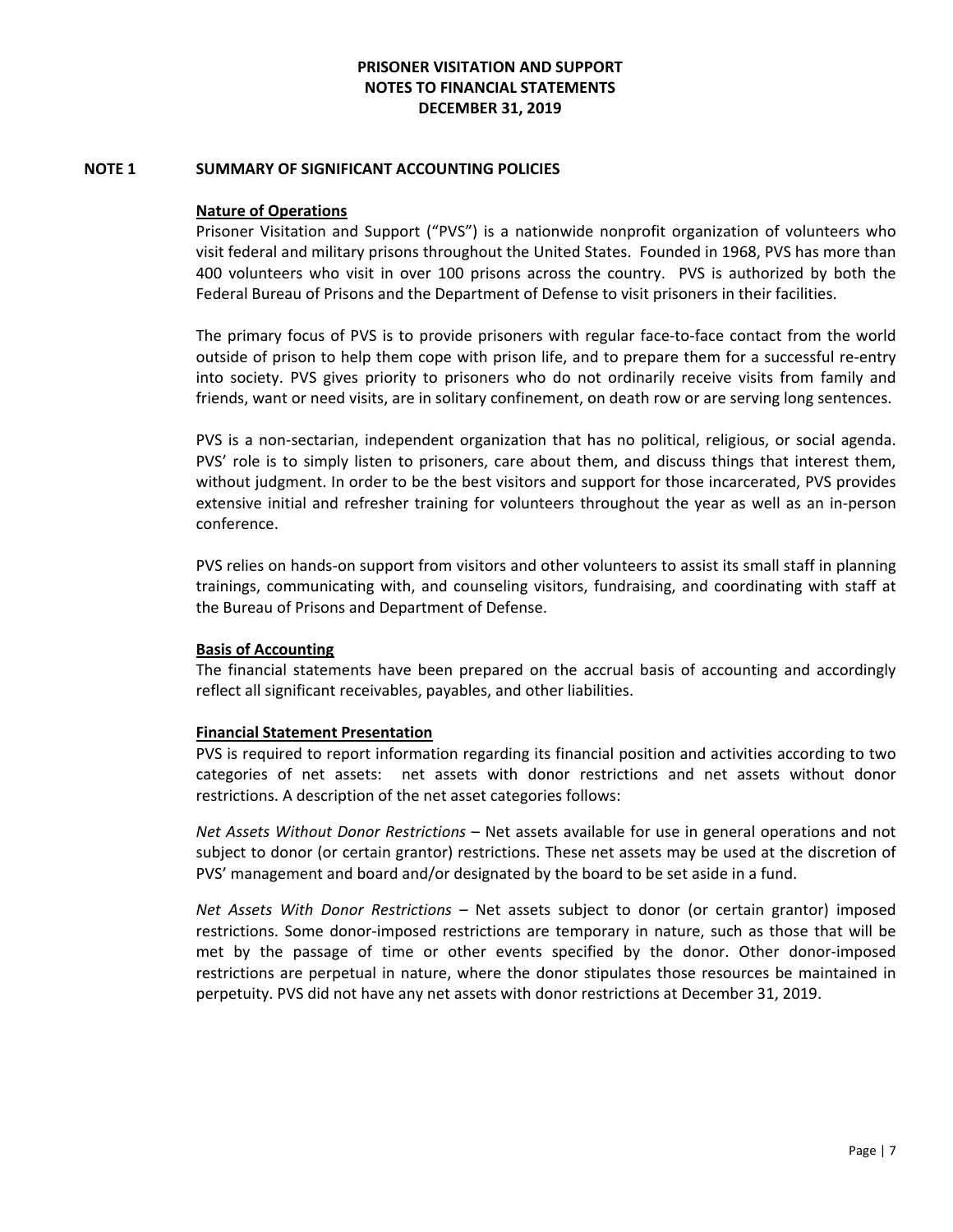# PRISONER VISITATION AND SUPPORT
# NOTES TO FINANCIAL STATEMENTS
# DECEMBER 31, 2019

## NOTE 1 SUMMARY OF SIGNIFICANT ACCOUNTING POLICIES

### Nature of Operations

Prisoner Visitation and Support ("PVS") is a nationwide nonprofit organization of volunteers who visit federal and military prisons throughout the United States. Founded in 1968, PVS has more than 400 volunteers who visit in over 100 prisons across the country. PVS is authorized by both the Federal Bureau of Prisons and the Department of Defense to visit prisoners in their facilities.

The primary focus of PVS is to provide prisoners with regular face-to-face contact from the world outside of prison to help them cope with prison life, and to prepare them for a successful re-entry into society. PVS gives priority to prisoners who do not ordinarily receive visits from family and friends, want or need visits, are in solitary confinement, on death row or are serving long sentences.

PVS is a non-sectarian, independent organization that has no political, religious, or social agenda. PVS' role is to simply listen to prisoners, care about them, and discuss things that interest them, without judgment. In order to be the best visitors and support for those incarcerated, PVS provides extensive initial and refresher training for volunteers throughout the year as well as an in-person conference.

PVS relies on hands-on support from visitors and other volunteers to assist its small staff in planning trainings, communicating with, and counseling visitors, fundraising, and coordinating with staff at the Bureau of Prisons and Department of Defense.

### Basis of Accounting

The financial statements have been prepared on the accrual basis of accounting and accordingly reflect all significant receivables, payables, and other liabilities.

### Financial Statement Presentation

PVS is required to report information regarding its financial position and activities according to two categories of net assets: net assets with donor restrictions and net assets without donor restrictions. A description of the net asset categories follows:

*Net Assets Without Donor Restrictions* – Net assets available for use in general operations and not subject to donor (or certain grantor) restrictions. These net assets may be used at the discretion of PVS' management and board and/or designated by the board to be set aside in a fund.

*Net Assets With Donor Restrictions* – Net assets subject to donor (or certain grantor) imposed restrictions. Some donor-imposed restrictions are temporary in nature, such as those that will be met by the passage of time or other events specified by the donor. Other donor-imposed restrictions are perpetual in nature, where the donor stipulates those resources be maintained in perpetuity. PVS did not have any net assets with donor restrictions at December 31, 2019.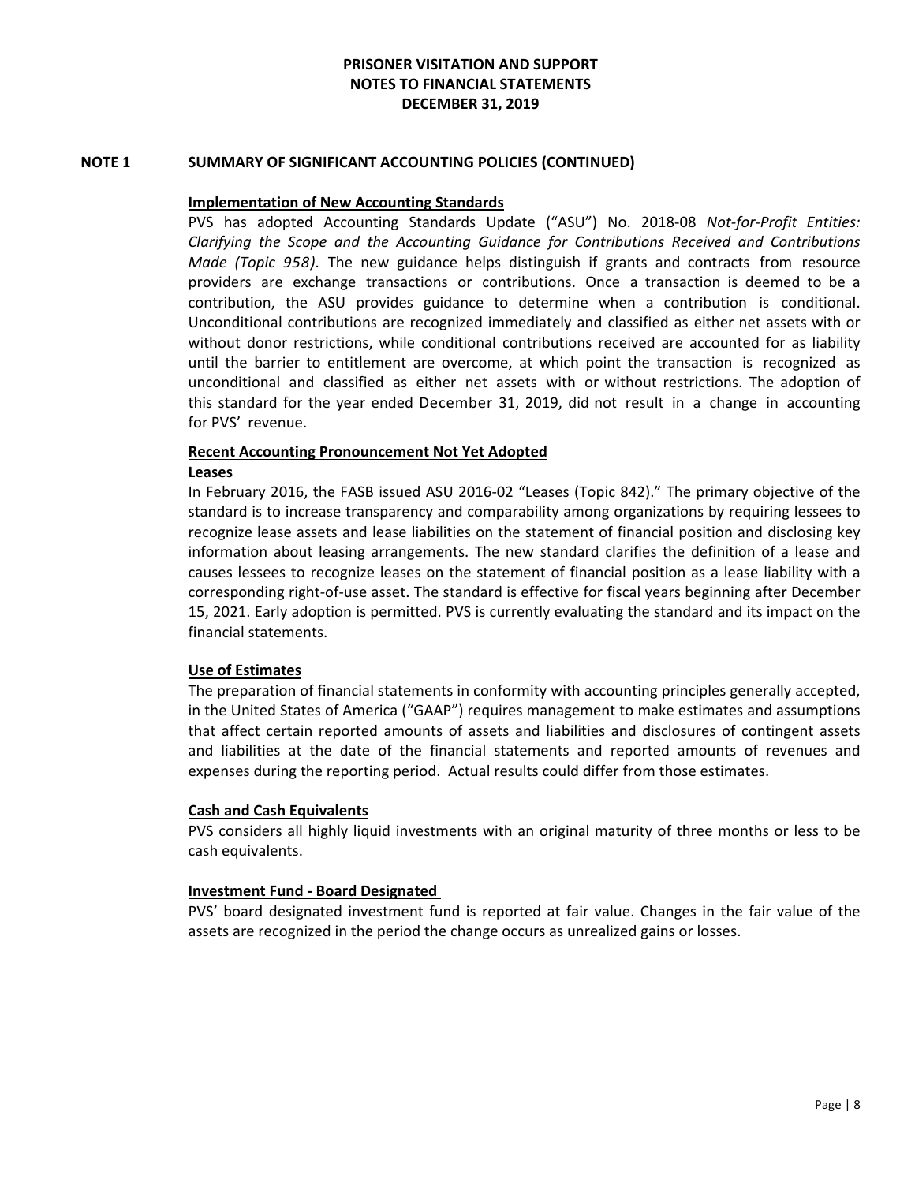**PRISONER VISITATION AND SUPPORT**
**NOTES TO FINANCIAL STATEMENTS**
**DECEMBER 31, 2019**

## NOTE 1 SUMMARY OF SIGNIFICANT ACCOUNTING POLICIES (CONTINUED)

### Implementation of New Accounting Standards

PVS has adopted Accounting Standards Update ("ASU") No. 2018-08 *Not-for-Profit Entities: Clarifying the Scope and the Accounting Guidance for Contributions Received and Contributions Made (Topic 958)*. The new guidance helps distinguish if grants and contracts from resource providers are exchange transactions or contributions. Once a transaction is deemed to be a contribution, the ASU provides guidance to determine when a contribution is conditional. Unconditional contributions are recognized immediately and classified as either net assets with or without donor restrictions, while conditional contributions received are accounted for as liability until the barrier to entitlement are overcome, at which point the transaction is recognized as unconditional and classified as either net assets with or without restrictions. The adoption of this standard for the year ended December 31, 2019, did not result in a change in accounting for PVS' revenue.

### Recent Accounting Pronouncement Not Yet Adopted

**Leases**

In February 2016, the FASB issued ASU 2016-02 "Leases (Topic 842)." The primary objective of the standard is to increase transparency and comparability among organizations by requiring lessees to recognize lease assets and lease liabilities on the statement of financial position and disclosing key information about leasing arrangements. The new standard clarifies the definition of a lease and causes lessees to recognize leases on the statement of financial position as a lease liability with a corresponding right-of-use asset. The standard is effective for fiscal years beginning after December 15, 2021. Early adoption is permitted. PVS is currently evaluating the standard and its impact on the financial statements.

### Use of Estimates

The preparation of financial statements in conformity with accounting principles generally accepted, in the United States of America ("GAAP") requires management to make estimates and assumptions that affect certain reported amounts of assets and liabilities and disclosures of contingent assets and liabilities at the date of the financial statements and reported amounts of revenues and expenses during the reporting period. Actual results could differ from those estimates.

### Cash and Cash Equivalents

PVS considers all highly liquid investments with an original maturity of three months or less to be cash equivalents.

### Investment Fund - Board Designated

PVS' board designated investment fund is reported at fair value. Changes in the fair value of the assets are recognized in the period the change occurs as unrealized gains or losses.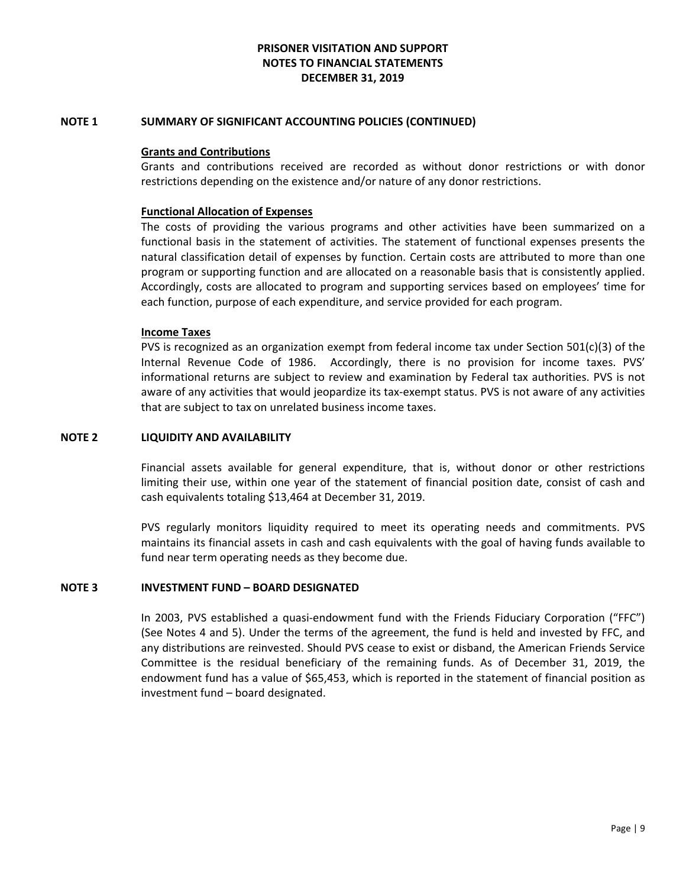# PRISONER VISITATION AND SUPPORT
# NOTES TO FINANCIAL STATEMENTS
# DECEMBER 31, 2019

## NOTE 1 SUMMARY OF SIGNIFICANT ACCOUNTING POLICIES (CONTINUED)

**Grants and Contributions**

Grants and contributions received are recorded as without donor restrictions or with donor restrictions depending on the existence and/or nature of any donor restrictions.

**Functional Allocation of Expenses**

The costs of providing the various programs and other activities have been summarized on a functional basis in the statement of activities. The statement of functional expenses presents the natural classification detail of expenses by function. Certain costs are attributed to more than one program or supporting function and are allocated on a reasonable basis that is consistently applied. Accordingly, costs are allocated to program and supporting services based on employees' time for each function, purpose of each expenditure, and service provided for each program.

**Income Taxes**

PVS is recognized as an organization exempt from federal income tax under Section 501(c)(3) of the Internal Revenue Code of 1986. Accordingly, there is no provision for income taxes. PVS' informational returns are subject to review and examination by Federal tax authorities. PVS is not aware of any activities that would jeopardize its tax-exempt status. PVS is not aware of any activities that are subject to tax on unrelated business income taxes.

## NOTE 2 LIQUIDITY AND AVAILABILITY

Financial assets available for general expenditure, that is, without donor or other restrictions limiting their use, within one year of the statement of financial position date, consist of cash and cash equivalents totaling $13,464 at December 31, 2019.

PVS regularly monitors liquidity required to meet its operating needs and commitments. PVS maintains its financial assets in cash and cash equivalents with the goal of having funds available to fund near term operating needs as they become due.

## NOTE 3 INVESTMENT FUND – BOARD DESIGNATED

In 2003, PVS established a quasi-endowment fund with the Friends Fiduciary Corporation ("FFC") (See Notes 4 and 5). Under the terms of the agreement, the fund is held and invested by FFC, and any distributions are reinvested. Should PVS cease to exist or disband, the American Friends Service Committee is the residual beneficiary of the remaining funds. As of December 31, 2019, the endowment fund has a value of $65,453, which is reported in the statement of financial position as investment fund – board designated.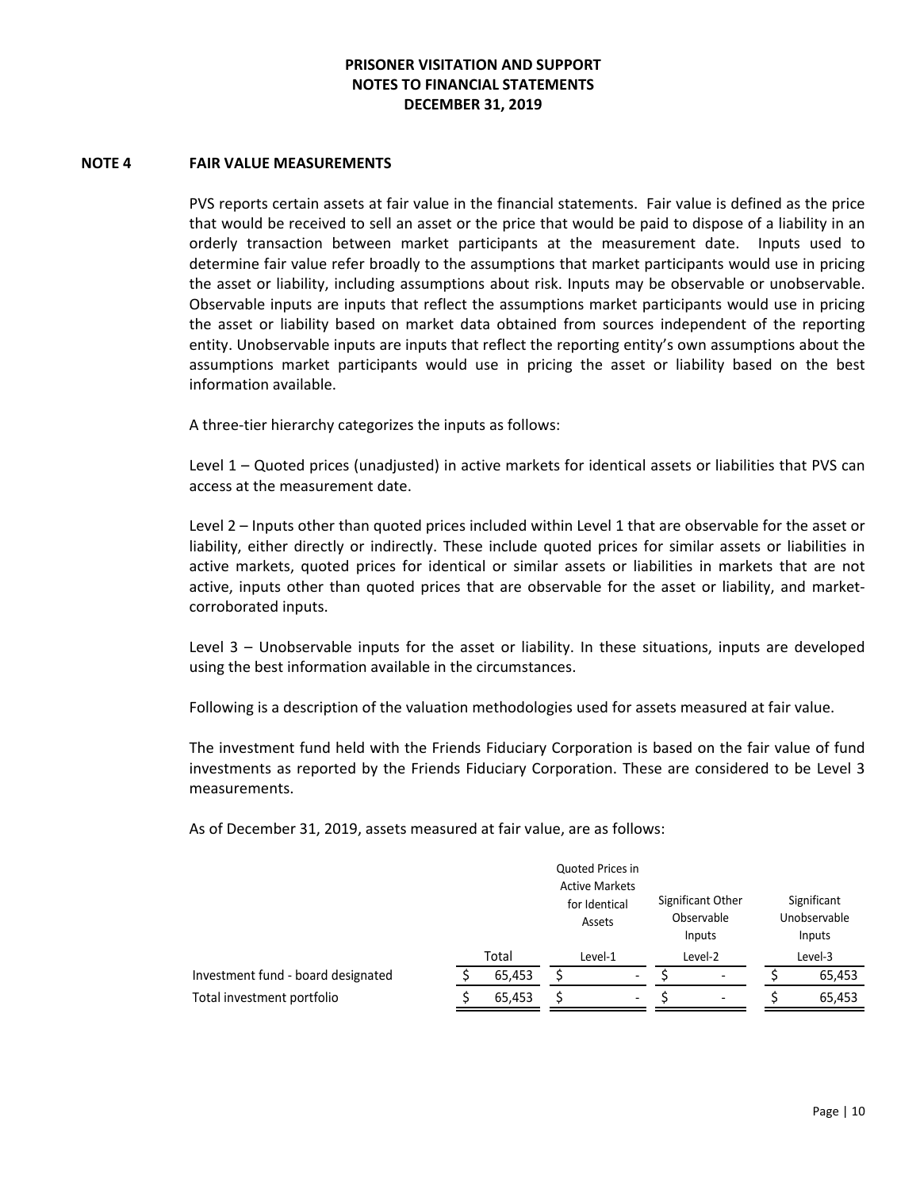# PRISONER VISITATION AND SUPPORT
## NOTES TO FINANCIAL STATEMENTS
## DECEMBER 31, 2019

### NOTE 4 FAIR VALUE MEASUREMENTS

PVS reports certain assets at fair value in the financial statements. Fair value is defined as the price that would be received to sell an asset or the price that would be paid to dispose of a liability in an orderly transaction between market participants at the measurement date. Inputs used to determine fair value refer broadly to the assumptions that market participants would use in pricing the asset or liability, including assumptions about risk. Inputs may be observable or unobservable. Observable inputs are inputs that reflect the assumptions market participants would use in pricing the asset or liability based on market data obtained from sources independent of the reporting entity. Unobservable inputs are inputs that reflect the reporting entity's own assumptions about the assumptions market participants would use in pricing the asset or liability based on the best information available.

A three-tier hierarchy categorizes the inputs as follows:

Level 1 – Quoted prices (unadjusted) in active markets for identical assets or liabilities that PVS can access at the measurement date.

Level 2 – Inputs other than quoted prices included within Level 1 that are observable for the asset or liability, either directly or indirectly. These include quoted prices for similar assets or liabilities in active markets, quoted prices for identical or similar assets or liabilities in markets that are not active, inputs other than quoted prices that are observable for the asset or liability, and market-corroborated inputs.

Level 3 – Unobservable inputs for the asset or liability. In these situations, inputs are developed using the best information available in the circumstances.

Following is a description of the valuation methodologies used for assets measured at fair value.

The investment fund held with the Friends Fiduciary Corporation is based on the fair value of fund investments as reported by the Friends Fiduciary Corporation. These are considered to be Level 3 measurements.

As of December 31, 2019, assets measured at fair value, are as follows:

| | | Quoted Prices in Active Markets for Identical Assets | Significant Other Observable Inputs | Significant Unobservable Inputs |
|---|---|---|---|---|
| | Total | Level-1 | Level-2 | Level-3 |
| Investment fund - board designated | $ 65,453 | $ - | $ - | $ 65,453 |
| Total investment portfolio | $ 65,453 | $ - | $ - | $ 65,453 |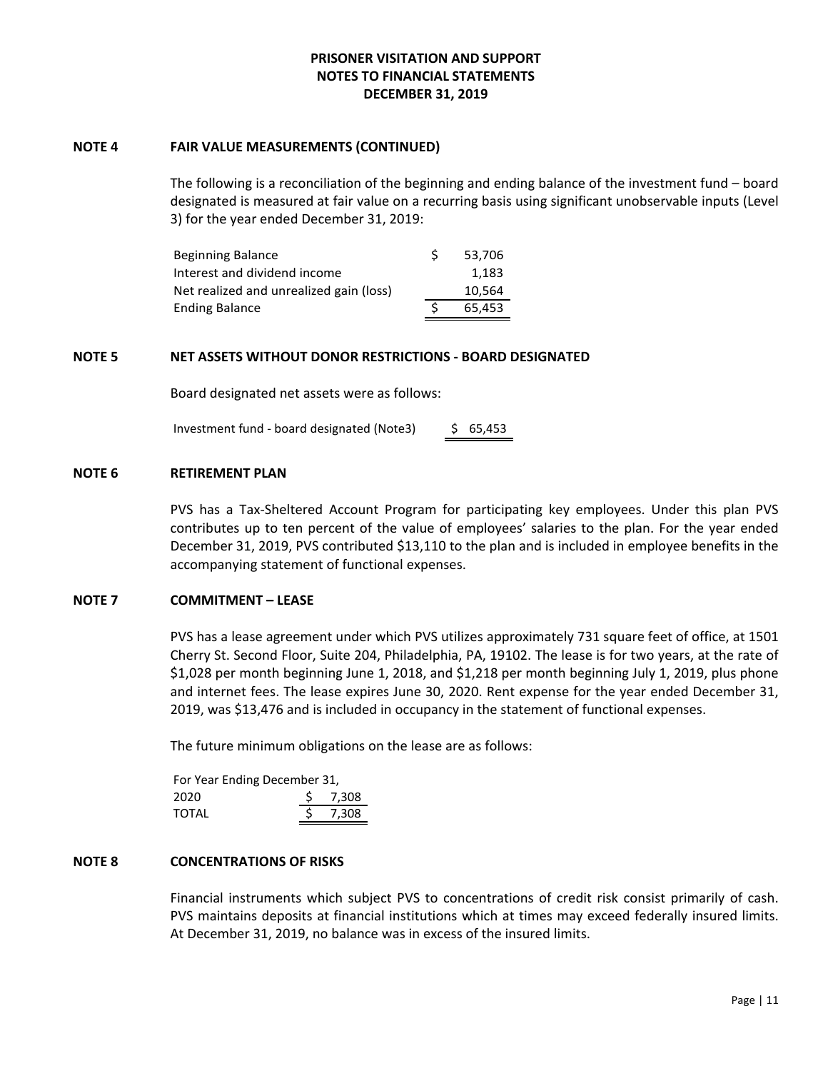**PRISONER VISITATION AND SUPPORT**
**NOTES TO FINANCIAL STATEMENTS**
**DECEMBER 31, 2019**

## NOTE 4 FAIR VALUE MEASUREMENTS (CONTINUED)

The following is a reconciliation of the beginning and ending balance of the investment fund – board designated is measured at fair value on a recurring basis using significant unobservable inputs (Level 3) for the year ended December 31, 2019:

| | |
|---|---|
| Beginning Balance | $ 53,706 |
| Interest and dividend income | 1,183 |
| Net realized and unrealized gain (loss) | 10,564 |
| Ending Balance | $ 65,453 |

## NOTE 5 NET ASSETS WITHOUT DONOR RESTRICTIONS - BOARD DESIGNATED

Board designated net assets were as follows:

| | |
|---|---|
| Investment fund - board designated (Note3) | $ 65,453 |

## NOTE 6 RETIREMENT PLAN

PVS has a Tax-Sheltered Account Program for participating key employees. Under this plan PVS contributes up to ten percent of the value of employees' salaries to the plan. For the year ended December 31, 2019, PVS contributed $13,110 to the plan and is included in employee benefits in the accompanying statement of functional expenses.

## NOTE 7 COMMITMENT – LEASE

PVS has a lease agreement under which PVS utilizes approximately 731 square feet of office, at 1501 Cherry St. Second Floor, Suite 204, Philadelphia, PA, 19102. The lease is for two years, at the rate of $1,028 per month beginning June 1, 2018, and $1,218 per month beginning July 1, 2019, plus phone and internet fees. The lease expires June 30, 2020. Rent expense for the year ended December 31, 2019, was $13,476 and is included in occupancy in the statement of functional expenses.

The future minimum obligations on the lease are as follows:

| For Year Ending December 31, | |
|---|---|
| 2020 | $ 7,308 |
| TOTAL | $ 7,308 |

## NOTE 8 CONCENTRATIONS OF RISKS

Financial instruments which subject PVS to concentrations of credit risk consist primarily of cash. PVS maintains deposits at financial institutions which at times may exceed federally insured limits. At December 31, 2019, no balance was in excess of the insured limits.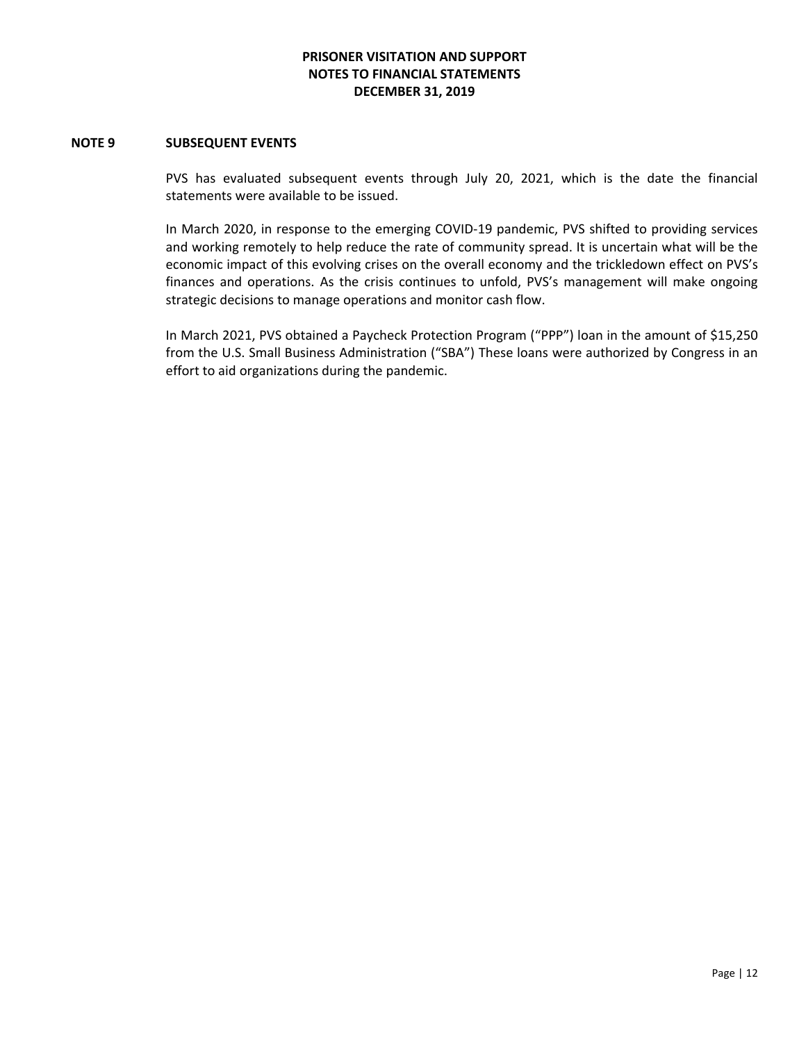## NOTE 9 SUBSEQUENT EVENTS

PVS has evaluated subsequent events through July 20, 2021, which is the date the financial statements were available to be issued.

In March 2020, in response to the emerging COVID-19 pandemic, PVS shifted to providing services and working remotely to help reduce the rate of community spread. It is uncertain what will be the economic impact of this evolving crises on the overall economy and the trickledown effect on PVS's finances and operations. As the crisis continues to unfold, PVS's management will make ongoing strategic decisions to manage operations and monitor cash flow.

In March 2021, PVS obtained a Paycheck Protection Program ("PPP") loan in the amount of $15,250 from the U.S. Small Business Administration ("SBA") These loans were authorized by Congress in an effort to aid organizations during the pandemic.